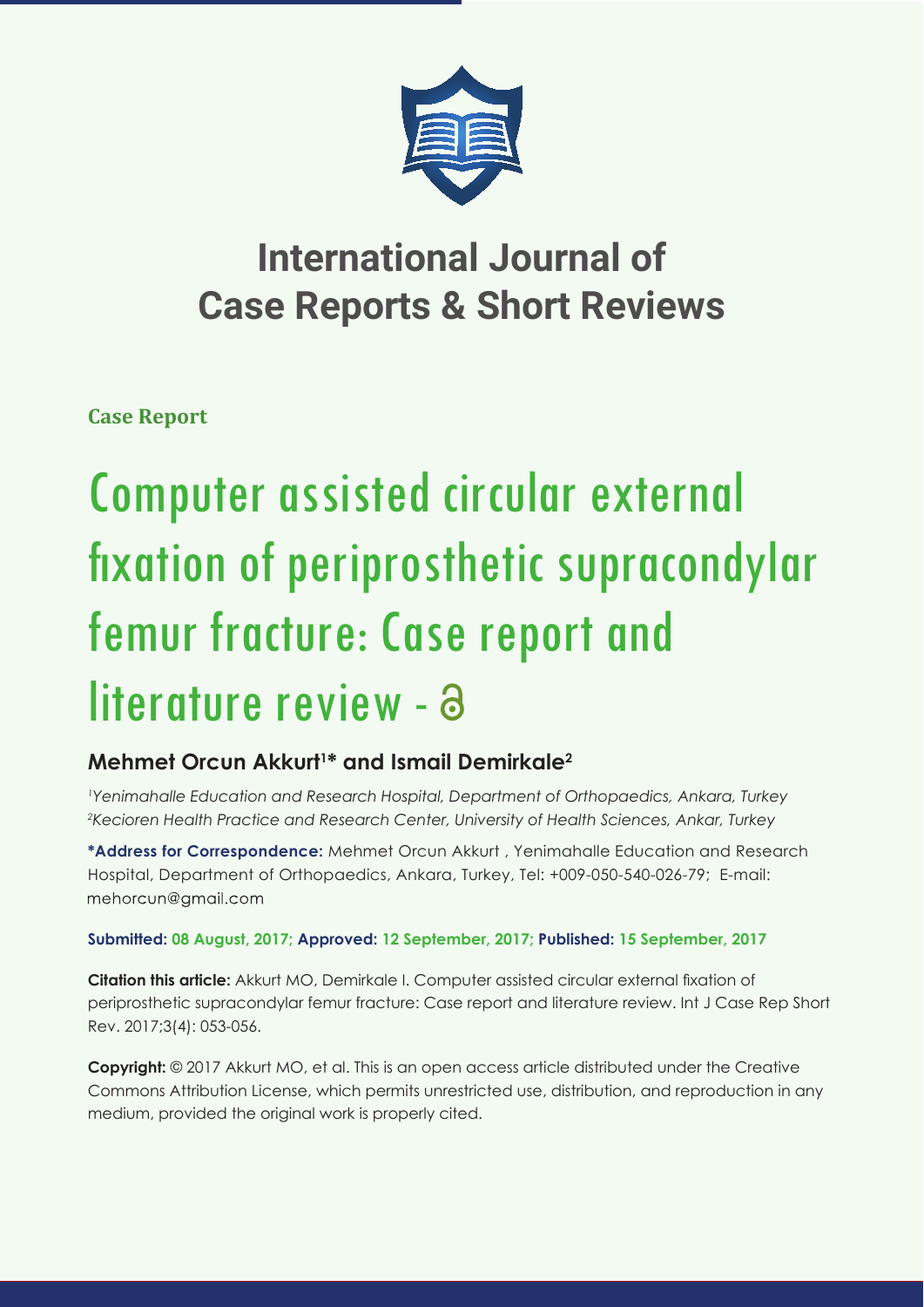# International Journal of Case Reports & Short Reviews

**Case Report**

# Computer assisted circular external fixation of periprosthetic supracondylar femur fracture: Case report and literature review - 

## Mehmet Orcun Akkurt[1]* and Ismail Demirkale[2]

*[1]Yenimahalle Education and Research Hospital, Department of Orthopaedics, Ankara, Turkey*
*[2]Kecioren Health Practice and Research Center, University of Health Sciences, Ankar, Turkey*

**\*Address for Correspondence:** Mehmet Orcun Akkurt , Yenimahalle Education and Research Hospital, Department of Orthopaedics, Ankara, Turkey, Tel: +009-050-540-026-79; E-mail: mehorcun@gmail.com

**Submitted: 08 August, 2017; Approved: 12 September, 2017; Published: 15 September, 2017**

**Citation this article:** Akkurt MO, Demirkale I. Computer assisted circular external fixation of periprosthetic supracondylar femur fracture: Case report and literature review. Int J Case Rep Short Rev. 2017;3(4): 053-056.

**Copyright:** © 2017 Akkurt MO, et al. This is an open access article distributed under the Creative Commons Attribution License, which permits unrestricted use, distribution, and reproduction in any medium, provided the original work is properly cited.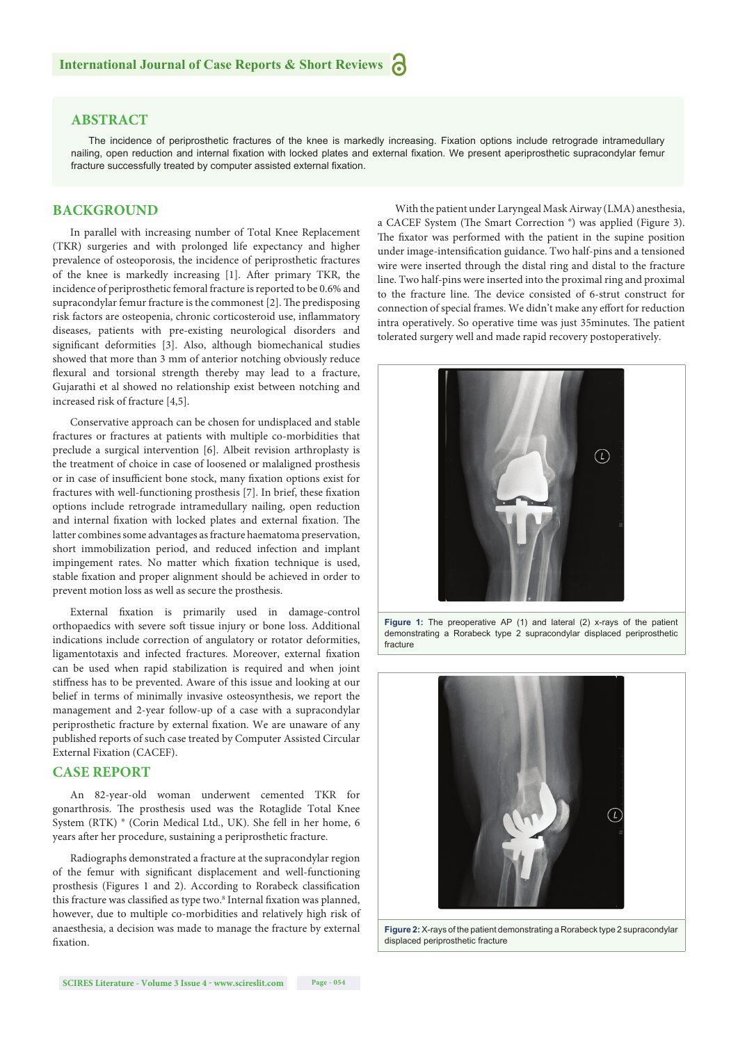## ABSTRACT

The incidence of periprosthetic fractures of the knee is markedly increasing. Fixation options include retrograde intramedullary nailing, open reduction and internal fixation with locked plates and external fixation. We present aperiprosthetic supracondylar femur fracture successfully treated by computer assisted external fixation.

## BACKGROUND

In parallel with increasing number of Total Knee Replacement (TKR) surgeries and with prolonged life expectancy and higher prevalence of osteoporosis, the incidence of periprosthetic fractures of the knee is markedly increasing [1]. After primary TKR, the incidence of periprosthetic femoral fracture is reported to be 0.6% and supracondylar femur fracture is the commonest [2]. The predisposing risk factors are osteopenia, chronic corticosteroid use, inflammatory diseases, patients with pre-existing neurological disorders and significant deformities [3]. Also, although biomechanical studies showed that more than 3 mm of anterior notching obviously reduce flexural and torsional strength thereby may lead to a fracture, Gujarathi et al showed no relationship exist between notching and increased risk of fracture [4,5].

Conservative approach can be chosen for undisplaced and stable fractures or fractures at patients with multiple co-morbidities that preclude a surgical intervention [6]. Albeit revision arthroplasty is the treatment of choice in case of loosened or malaligned prosthesis or in case of insufficient bone stock, many fixation options exist for fractures with well-functioning prosthesis [7]. In brief, these fixation options include retrograde intramedullary nailing, open reduction and internal fixation with locked plates and external fixation. The latter combines some advantages as fracture haematoma preservation, short immobilization period, and reduced infection and implant impingement rates. No matter which fixation technique is used, stable fixation and proper alignment should be achieved in order to prevent motion loss as well as secure the prosthesis.

External fixation is primarily used in damage-control orthopaedics with severe soft tissue injury or bone loss. Additional indications include correction of angulatory or rotator deformities, ligamentotaxis and infected fractures. Moreover, external fixation can be used when rapid stabilization is required and when joint stiffness has to be prevented. Aware of this issue and looking at our belief in terms of minimally invasive osteosynthesis, we report the management and 2-year follow-up of a case with a supracondylar periprosthetic fracture by external fixation. We are unaware of any published reports of such case treated by Computer Assisted Circular External Fixation (CACEF).

## CASE REPORT

An 82-year-old woman underwent cemented TKR for gonarthrosis. The prosthesis used was the Rotaglide Total Knee System (RTK) ® (Corin Medical Ltd., UK). She fell in her home, 6 years after her procedure, sustaining a periprosthetic fracture.

Radiographs demonstrated a fracture at the supracondylar region of the femur with significant displacement and well-functioning prosthesis (Figures 1 and 2). According to Rorabeck classification this fracture was classified as type two.[8] Internal fixation was planned, however, due to multiple co-morbidities and relatively high risk of anaesthesia, a decision was made to manage the fracture by external fixation.

With the patient under Laryngeal Mask Airway (LMA) anesthesia, a CACEF System (The Smart Correction ®) was applied (Figure 3). The fixator was performed with the patient in the supine position under image-intensification guidance. Two half-pins and a tensioned wire were inserted through the distal ring and distal to the fracture line. Two half-pins were inserted into the proximal ring and proximal to the fracture line. The device consisted of 6-strut construct for connection of special frames. We didn't make any effort for reduction intra operatively. So operative time was just 35minutes. The patient tolerated surgery well and made rapid recovery postoperatively.

**Figure 1:** The preoperative AP (1) and lateral (2) x-rays of the patient demonstrating a Rorabeck type 2 supracondylar displaced periprosthetic fracture

**Figure 2:** X-rays of the patient demonstrating a Rorabeck type 2 supracondylar displaced periprosthetic fracture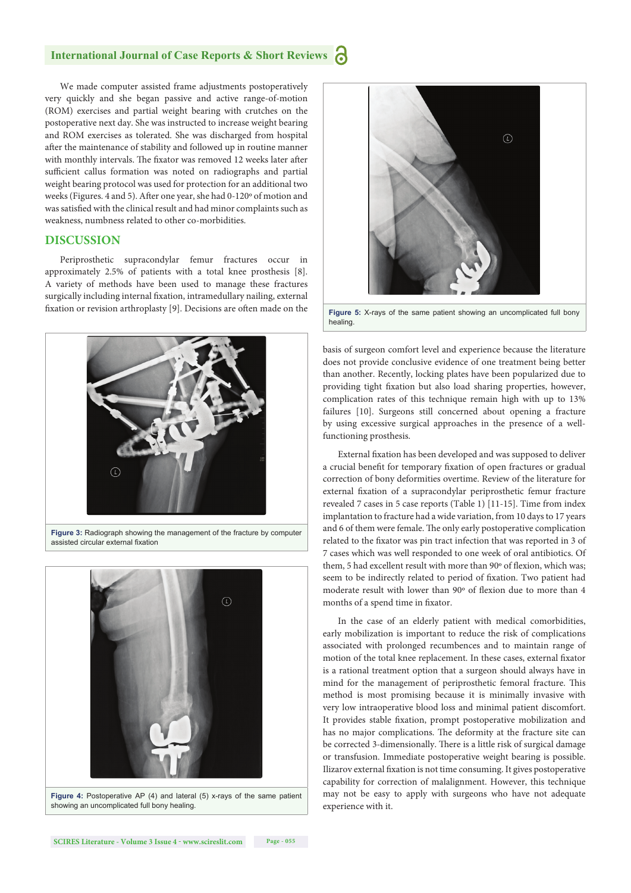We made computer assisted frame adjustments postoperatively very quickly and she began passive and active range-of-motion (ROM) exercises and partial weight bearing with crutches on the postoperative next day. She was instructed to increase weight bearing and ROM exercises as tolerated. She was discharged from hospital after the maintenance of stability and followed up in routine manner with monthly intervals. The fixator was removed 12 weeks later after sufficient callus formation was noted on radiographs and partial weight bearing protocol was used for protection for an additional two weeks (Figures. 4 and 5). After one year, she had 0-120º of motion and was satisfied with the clinical result and had minor complaints such as weakness, numbness related to other co-morbidities.

## DISCUSSION

Periprosthetic supracondylar femur fractures occur in approximately 2.5% of patients with a total knee prosthesis [8]. A variety of methods have been used to manage these fractures surgically including internal fixation, intramedullary nailing, external fixation or revision arthroplasty [9]. Decisions are often made on the basis of surgeon comfort level and experience because the literature does not provide conclusive evidence of one treatment being better than another. Recently, locking plates have been popularized due to providing tight fixation but also load sharing properties, however, complication rates of this technique remain high with up to 13% failures [10]. Surgeons still concerned about opening a fracture by using excessive surgical approaches in the presence of a well-functioning prosthesis.

**Figure 3:** Radiograph showing the management of the fracture by computer assisted circular external fixation

**Figure 4:** Postoperative AP (4) and lateral (5) x-rays of the same patient showing an uncomplicated full bony healing.

**Figure 5:** X-rays of the same patient showing an uncomplicated full bony healing.

External fixation has been developed and was supposed to deliver a crucial benefit for temporary fixation of open fractures or gradual correction of bony deformities overtime. Review of the literature for external fixation of a supracondylar periprosthetic femur fracture revealed 7 cases in 5 case reports (Table 1) [11-15]. Time from index implantation to fracture had a wide variation, from 10 days to 17 years and 6 of them were female. The only early postoperative complication related to the fixator was pin tract infection that was reported in 3 of 7 cases which was well responded to one week of oral antibiotics. Of them, 5 had excellent result with more than 90º of flexion, which was; seem to be indirectly related to period of fixation. Two patient had moderate result with lower than 90º of flexion due to more than 4 months of a spend time in fixator.

In the case of an elderly patient with medical comorbidities, early mobilization is important to reduce the risk of complications associated with prolonged recumbences and to maintain range of motion of the total knee replacement. In these cases, external fixator is a rational treatment option that a surgeon should always have in mind for the management of periprosthetic femoral fracture. This method is most promising because it is minimally invasive with very low intraoperative blood loss and minimal patient discomfort. It provides stable fixation, prompt postoperative mobilization and has no major complications. The deformity at the fracture site can be corrected 3-dimensionally. There is a little risk of surgical damage or transfusion. Immediate postoperative weight bearing is possible. Ilizarov external fixation is not time consuming. It gives postoperative capability for correction of malalignment. However, this technique may not be easy to apply with surgeons who have not adequate experience with it.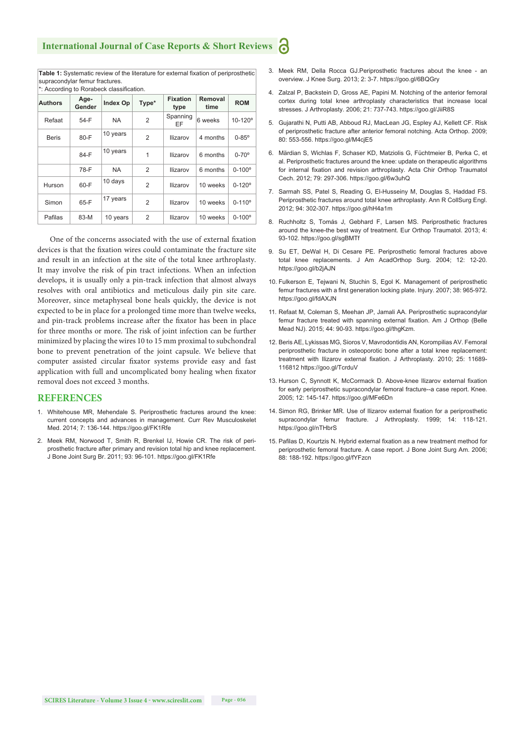**Table 1:** Systematic review of the literature for external fixation of periprosthetic supracondylar femur fractures.
*: According to Rorabeck classification.

| Authors | Age-Gender | Index Op | Type* | Fixation type | Removal time | ROM |
|---|---|---|---|---|---|---|
| Refaat | 54-F | NA | 2 | Spanning EF | 6 weeks | 10-120° |
| Beris | 80-F | 10 years | 2 | Ilizarov | 4 months | 0-85° |
| | 84-F | 10 years | 1 | Ilizarov | 6 months | 0-70° |
| | 78-F | NA | 2 | Ilizarov | 6 months | 0-100° |
| Hurson | 60-F | 10 days | 2 | Ilizarov | 10 weeks | 0-120° |
| Simon | 65-F | 17 years | 2 | Ilizarov | 10 weeks | 0-110° |
| Pafilas | 83-M | 10 years | 2 | Ilizarov | 10 weeks | 0-100° |

One of the concerns associated with the use of external fixation devices is that the fixation wires could contaminate the fracture site and result in an infection at the site of the total knee arthroplasty. It may involve the risk of pin tract infections. When an infection develops, it is usually only a pin-track infection that almost always resolves with oral antibiotics and meticulous daily pin site care. Moreover, since metaphyseal bone heals quickly, the device is not expected to be in place for a prolonged time more than twelve weeks, and pin-track problems increase after the fixator has been in place for three months or more. The risk of joint infection can be further minimized by placing the wires 10 to 15 mm proximal to subchondral bone to prevent penetration of the joint capsule. We believe that computer assisted circular fixator systems provide easy and fast application with full and uncomplicated bony healing when fixator removal does not exceed 3 months.

## REFERENCES

1. Whitehouse MR, Mehendale S. Periprosthetic fractures around the knee: current concepts and advances in management. Curr Rev Musculoskelet Med. 2014; 7: 136-144. https://goo.gl/FK1Rfe
2. Meek RM, Norwood T, Smith R, Brenkel IJ, Howie CR. The risk of periprosthetic fracture after primary and revision total hip and knee replacement. J Bone Joint Surg Br. 2011; 93: 96-101. https://goo.gl/FK1Rfe
3. Meek RM, Della Rocca GJ.Periprosthetic fractures about the knee - an overview. J Knee Surg. 2013; 2: 3-7. https://goo.gl/6BQGry
4. Zalzal P, Backstein D, Gross AE, Papini M. Notching of the anterior femoral cortex during total knee arthroplasty characteristics that increase local stresses. J Arthroplasty. 2006; 21: 737-743. https://goo.gl/JiiR8S
5. Gujarathi N, Putti AB, Abboud RJ, MacLean JG, Espley AJ, Kellett CF. Risk of periprosthetic fracture after anterior femoral notching. Acta Orthop. 2009; 80: 553-556. https://goo.gl/M4cjE5
6. Märdian S, Wichlas F, Schaser KD, Matziolis G, Füchtmeier B, Perka C, et al. Periprosthetic fractures around the knee: update on therapeutic algorithms for internal fixation and revision arthroplasty. Acta Chir Orthop Traumatol Cech. 2012; 79: 297-306. https://goo.gl/6w3uhQ
7. Sarmah SS, Patel S, Reading G, El-Husseiny M, Douglas S, Haddad FS. Periprosthetic fractures around total knee arthroplasty. Ann R CollSurg Engl. 2012; 94: 302-307. https://goo.gl/hH4a1m
8. Ruchholtz S, Tomás J, Gebhard F, Larsen MS. Periprosthetic fractures around the knee-the best way of treatment. Eur Orthop Traumatol. 2013; 4: 93-102. https://goo.gl/sgBMTf
9. Su ET, DeWal H, Di Cesare PE. Periprosthetic femoral fractures above total knee replacements. J Am AcadOrthop Surg. 2004; 12: 12-20. https://goo.gl/b2jAJN
10. Fulkerson E, Tejwani N, Stuchin S, Egol K. Management of periprosthetic femur fractures with a first generation locking plate. Injury. 2007; 38: 965-972. https://goo.gl/fdAXJN
11. Refaat M, Coleman S, Meehan JP, Jamali AA. Periprosthetic supracondylar femur fracture treated with spanning external fixation. Am J Orthop (Belle Mead NJ). 2015; 44: 90-93. https://goo.gl/thgKzm.
12. Beris AE, Lykissas MG, Sioros V, Mavrodontidis AN, Korompilias AV. Femoral periprosthetic fracture in osteoporotic bone after a total knee replacement: treatment with Ilizarov external fixation. J Arthroplasty. 2010; 25: 11689-116812 https://goo.gl/TcrduV
13. Hurson C, Synnott K, McCormack D. Above-knee Ilizarov external fixation for early periprosthetic supracondylar femoral fracture--a case report. Knee. 2005; 12: 145-147. https://goo.gl/MFe6Dn
14. Simon RG, Brinker MR. Use of Ilizarov external fixation for a periprosthetic supracondylar femur fracture. J Arthroplasty. 1999; 14: 118-121. https://goo.gl/nTHbrS
15. Pafilas D, Kourtzis N. Hybrid external fixation as a new treatment method for periprosthetic femoral fracture. A case report. J Bone Joint Surg Am. 2006; 88: 188-192. https://goo.gl/fYFzcn